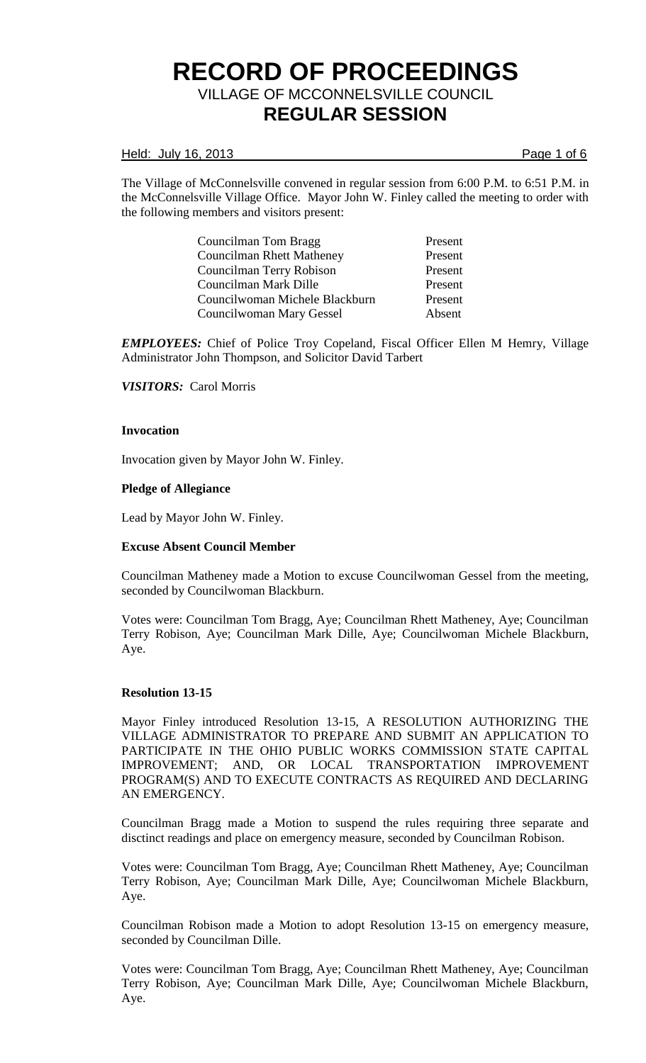# RECORD OF PROCEEDINGS

VILLAGE OF MCCONNELSVILLE COUNCIL

## REGULAR SESSION

Held: July 16, 2013

The Village of McConnelsville convened in regular session from 6:00 P.M. to 6:51 P.M. in the McConnelsville Village Office. Mayor John W. Finley called the meeting to order with the following members and visitors present:

| | |
|---|---|
| Councilman Tom Bragg | Present |
| Councilman Rhett Matheney | Present |
| Councilman Terry Robison | Present |
| Councilman Mark Dille | Present |
| Councilwoman Michele Blackburn | Present |
| Councilwoman Mary Gessel | Absent |

***EMPLOYEES:*** Chief of Police Troy Copeland, Fiscal Officer Ellen M Hemry, Village Administrator John Thompson, and Solicitor David Tarbert

***VISITORS:*** Carol Morris

**Invocation**

Invocation given by Mayor John W. Finley.

**Pledge of Allegiance**

Lead by Mayor John W. Finley.

**Excuse Absent Council Member**

Councilman Matheney made a Motion to excuse Councilwoman Gessel from the meeting, seconded by Councilwoman Blackburn.

Votes were: Councilman Tom Bragg, Aye; Councilman Rhett Matheney, Aye; Councilman Terry Robison, Aye; Councilman Mark Dille, Aye; Councilwoman Michele Blackburn, Aye.

**Resolution 13-15**

Mayor Finley introduced Resolution 13-15, A RESOLUTION AUTHORIZING THE VILLAGE ADMINISTRATOR TO PREPARE AND SUBMIT AN APPLICATION TO PARTICIPATE IN THE OHIO PUBLIC WORKS COMMISSION STATE CAPITAL IMPROVEMENT; AND, OR LOCAL TRANSPORTATION IMPROVEMENT PROGRAM(S) AND TO EXECUTE CONTRACTS AS REQUIRED AND DECLARING AN EMERGENCY.

Councilman Bragg made a Motion to suspend the rules requiring three separate and disctinct readings and place on emergency measure, seconded by Councilman Robison.

Votes were: Councilman Tom Bragg, Aye; Councilman Rhett Matheney, Aye; Councilman Terry Robison, Aye; Councilman Mark Dille, Aye; Councilwoman Michele Blackburn, Aye.

Councilman Robison made a Motion to adopt Resolution 13-15 on emergency measure, seconded by Councilman Dille.

Votes were: Councilman Tom Bragg, Aye; Councilman Rhett Matheney, Aye; Councilman Terry Robison, Aye; Councilman Mark Dille, Aye; Councilwoman Michele Blackburn, Aye.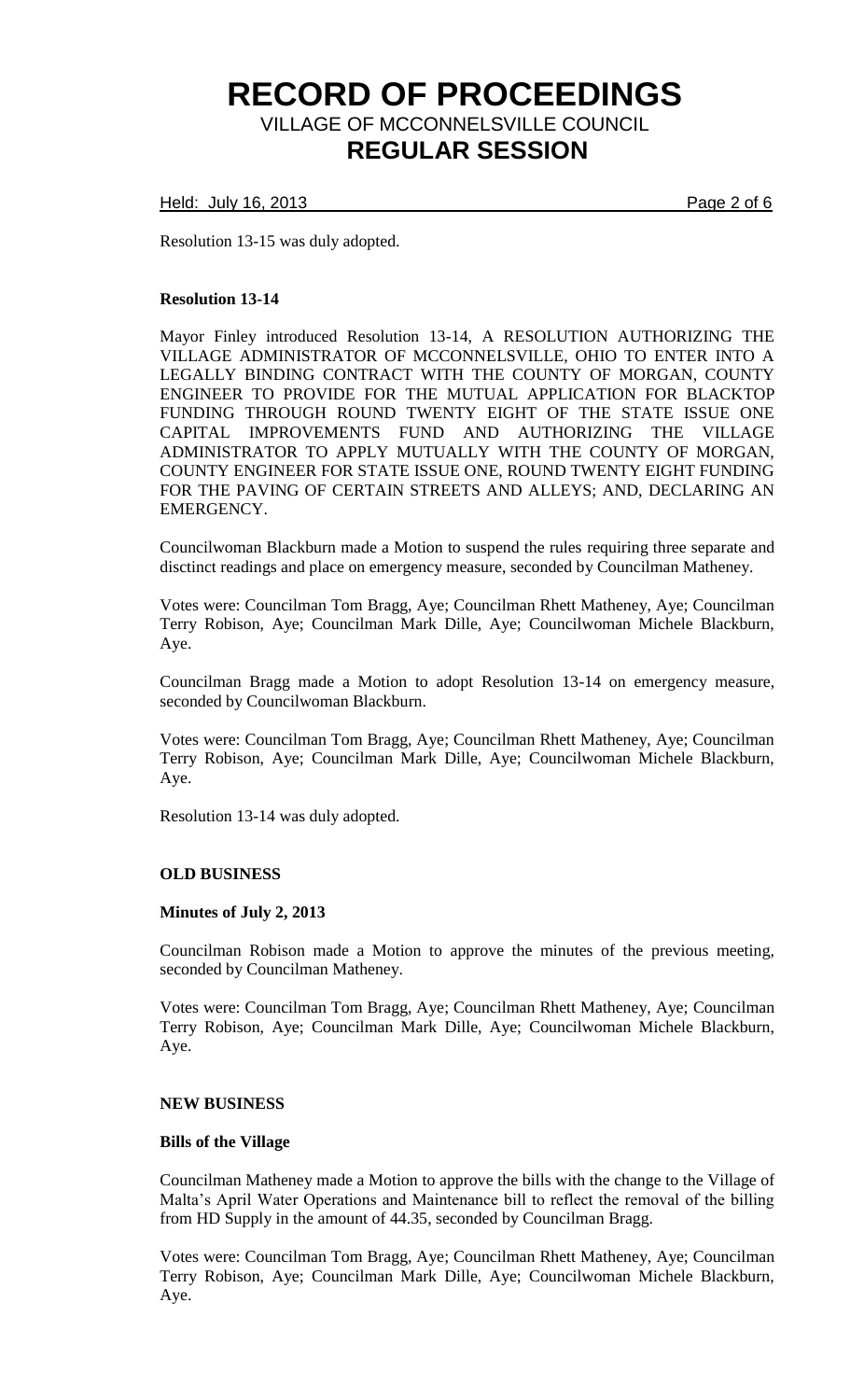Resolution 13-15 was duly adopted.

**Resolution 13-14**

Mayor Finley introduced Resolution 13-14, A RESOLUTION AUTHORIZING THE VILLAGE ADMINISTRATOR OF MCCONNELSVILLE, OHIO TO ENTER INTO A LEGALLY BINDING CONTRACT WITH THE COUNTY OF MORGAN, COUNTY ENGINEER TO PROVIDE FOR THE MUTUAL APPLICATION FOR BLACKTOP FUNDING THROUGH ROUND TWENTY EIGHT OF THE STATE ISSUE ONE CAPITAL IMPROVEMENTS FUND AND AUTHORIZING THE VILLAGE ADMINISTRATOR TO APPLY MUTUALLY WITH THE COUNTY OF MORGAN, COUNTY ENGINEER FOR STATE ISSUE ONE, ROUND TWENTY EIGHT FUNDING FOR THE PAVING OF CERTAIN STREETS AND ALLEYS; AND, DECLARING AN EMERGENCY.

Councilwoman Blackburn made a Motion to suspend the rules requiring three separate and disctinct readings and place on emergency measure, seconded by Councilman Matheney.

Votes were: Councilman Tom Bragg, Aye; Councilman Rhett Matheney, Aye; Councilman Terry Robison, Aye; Councilman Mark Dille, Aye; Councilwoman Michele Blackburn, Aye.

Councilman Bragg made a Motion to adopt Resolution 13-14 on emergency measure, seconded by Councilwoman Blackburn.

Votes were: Councilman Tom Bragg, Aye; Councilman Rhett Matheney, Aye; Councilman Terry Robison, Aye; Councilman Mark Dille, Aye; Councilwoman Michele Blackburn, Aye.

Resolution 13-14 was duly adopted.

**OLD BUSINESS**

**Minutes of July 2, 2013**

Councilman Robison made a Motion to approve the minutes of the previous meeting, seconded by Councilman Matheney.

Votes were: Councilman Tom Bragg, Aye; Councilman Rhett Matheney, Aye; Councilman Terry Robison, Aye; Councilman Mark Dille, Aye; Councilwoman Michele Blackburn, Aye.

**NEW BUSINESS**

**Bills of the Village**

Councilman Matheney made a Motion to approve the bills with the change to the Village of Malta's April Water Operations and Maintenance bill to reflect the removal of the billing from HD Supply in the amount of 44.35, seconded by Councilman Bragg.

Votes were: Councilman Tom Bragg, Aye; Councilman Rhett Matheney, Aye; Councilman Terry Robison, Aye; Councilman Mark Dille, Aye; Councilwoman Michele Blackburn, Aye.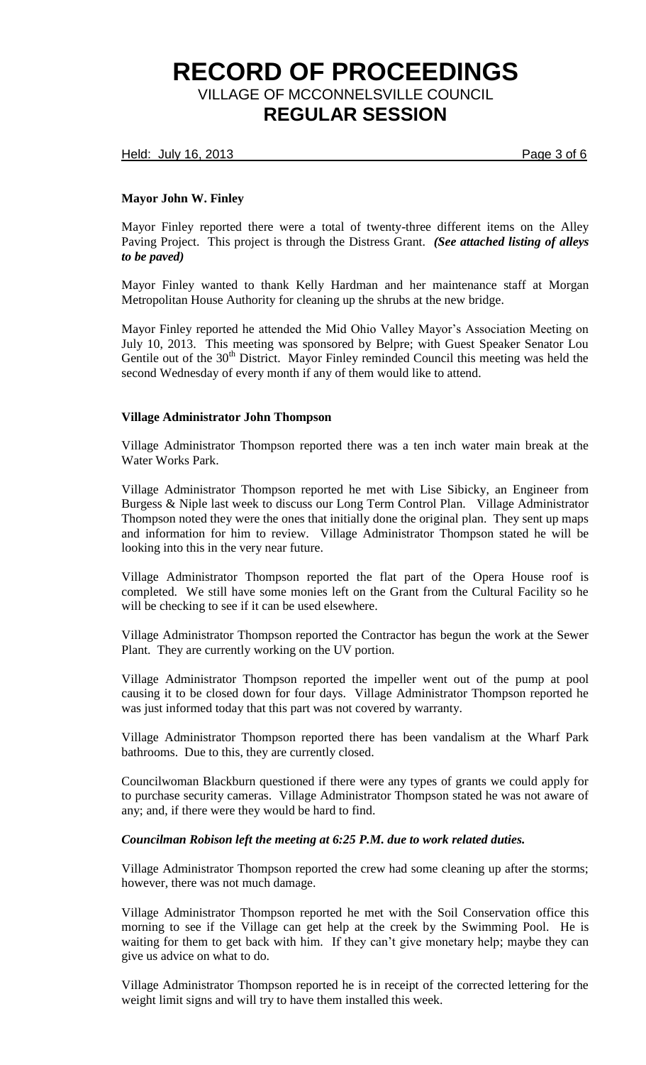**Mayor John W. Finley**

Mayor Finley reported there were a total of twenty-three different items on the Alley Paving Project. This project is through the Distress Grant. ***(See attached listing of alleys to be paved)***

Mayor Finley wanted to thank Kelly Hardman and her maintenance staff at Morgan Metropolitan House Authority for cleaning up the shrubs at the new bridge.

Mayor Finley reported he attended the Mid Ohio Valley Mayor's Association Meeting on July 10, 2013. This meeting was sponsored by Belpre; with Guest Speaker Senator Lou Gentile out of the 30th District. Mayor Finley reminded Council this meeting was held the second Wednesday of every month if any of them would like to attend.

**Village Administrator John Thompson**

Village Administrator Thompson reported there was a ten inch water main break at the Water Works Park.

Village Administrator Thompson reported he met with Lise Sibicky, an Engineer from Burgess & Niple last week to discuss our Long Term Control Plan. Village Administrator Thompson noted they were the ones that initially done the original plan. They sent up maps and information for him to review. Village Administrator Thompson stated he will be looking into this in the very near future.

Village Administrator Thompson reported the flat part of the Opera House roof is completed. We still have some monies left on the Grant from the Cultural Facility so he will be checking to see if it can be used elsewhere.

Village Administrator Thompson reported the Contractor has begun the work at the Sewer Plant. They are currently working on the UV portion.

Village Administrator Thompson reported the impeller went out of the pump at pool causing it to be closed down for four days. Village Administrator Thompson reported he was just informed today that this part was not covered by warranty.

Village Administrator Thompson reported there has been vandalism at the Wharf Park bathrooms. Due to this, they are currently closed.

Councilwoman Blackburn questioned if there were any types of grants we could apply for to purchase security cameras. Village Administrator Thompson stated he was not aware of any; and, if there were they would be hard to find.

***Councilman Robison left the meeting at 6:25 P.M. due to work related duties.***

Village Administrator Thompson reported the crew had some cleaning up after the storms; however, there was not much damage.

Village Administrator Thompson reported he met with the Soil Conservation office this morning to see if the Village can get help at the creek by the Swimming Pool. He is waiting for them to get back with him. If they can't give monetary help; maybe they can give us advice on what to do.

Village Administrator Thompson reported he is in receipt of the corrected lettering for the weight limit signs and will try to have them installed this week.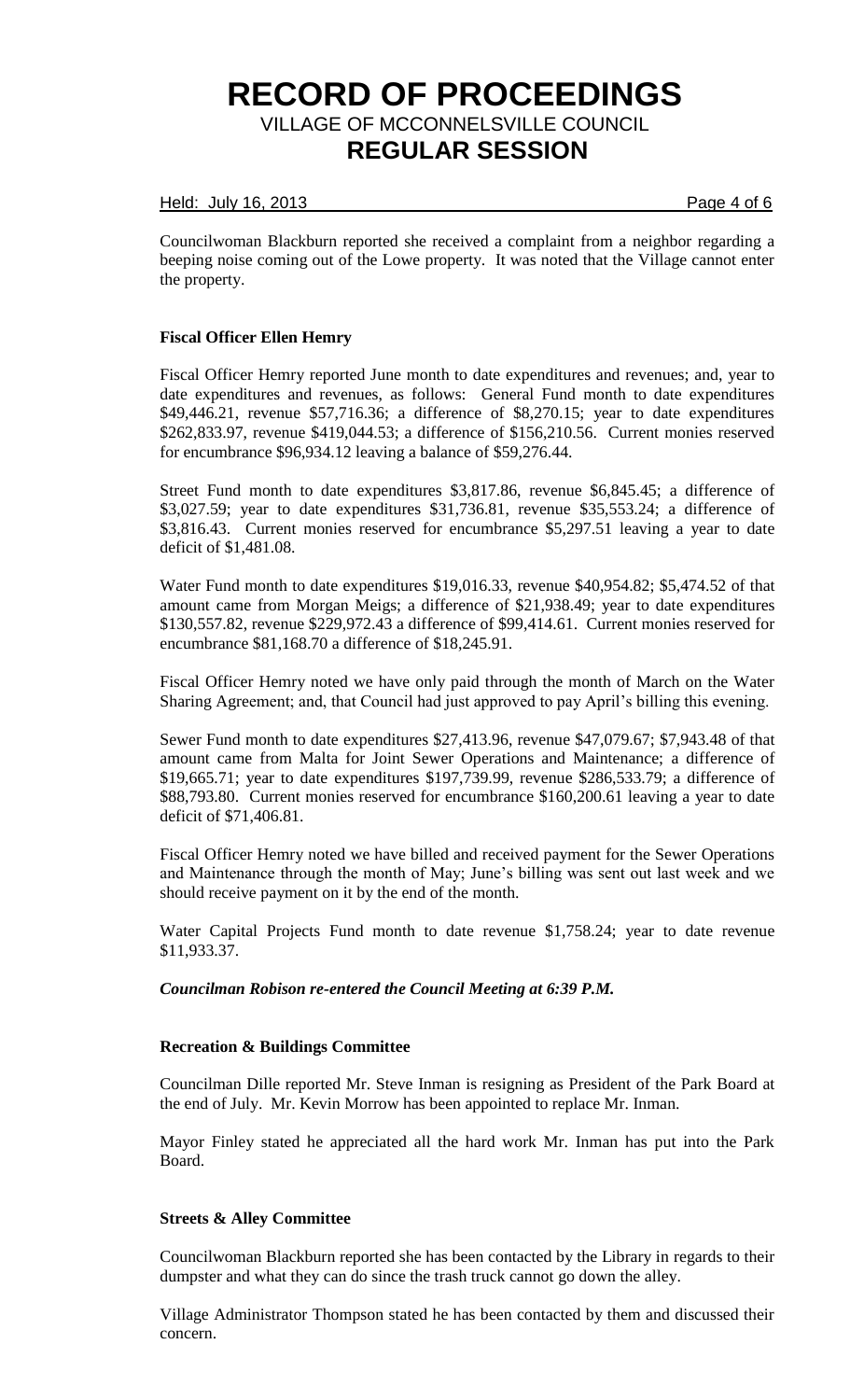Councilwoman Blackburn reported she received a complaint from a neighbor regarding a beeping noise coming out of the Lowe property. It was noted that the Village cannot enter the property.

**Fiscal Officer Ellen Hemry**

Fiscal Officer Hemry reported June month to date expenditures and revenues; and, year to date expenditures and revenues, as follows: General Fund month to date expenditures $49,446.21, revenue $57,716.36; a difference of $8,270.15; year to date expenditures $262,833.97, revenue $419,044.53; a difference of $156,210.56. Current monies reserved for encumbrance $96,934.12 leaving a balance of $59,276.44.

Street Fund month to date expenditures $3,817.86, revenue $6,845.45; a difference of $3,027.59; year to date expenditures $31,736.81, revenue $35,553.24; a difference of $3,816.43. Current monies reserved for encumbrance $5,297.51 leaving a year to date deficit of $1,481.08.

Water Fund month to date expenditures $19,016.33, revenue $40,954.82; $5,474.52 of that amount came from Morgan Meigs; a difference of $21,938.49; year to date expenditures $130,557.82, revenue $229,972.43 a difference of $99,414.61. Current monies reserved for encumbrance $81,168.70 a difference of $18,245.91.

Fiscal Officer Hemry noted we have only paid through the month of March on the Water Sharing Agreement; and, that Council had just approved to pay April's billing this evening.

Sewer Fund month to date expenditures $27,413.96, revenue $47,079.67; $7,943.48 of that amount came from Malta for Joint Sewer Operations and Maintenance; a difference of $19,665.71; year to date expenditures $197,739.99, revenue $286,533.79; a difference of $88,793.80. Current monies reserved for encumbrance $160,200.61 leaving a year to date deficit of $71,406.81.

Fiscal Officer Hemry noted we have billed and received payment for the Sewer Operations and Maintenance through the month of May; June's billing was sent out last week and we should receive payment on it by the end of the month.

Water Capital Projects Fund month to date revenue $1,758.24; year to date revenue $11,933.37.

***Councilman Robison re-entered the Council Meeting at 6:39 P.M.***

**Recreation & Buildings Committee**

Councilman Dille reported Mr. Steve Inman is resigning as President of the Park Board at the end of July. Mr. Kevin Morrow has been appointed to replace Mr. Inman.

Mayor Finley stated he appreciated all the hard work Mr. Inman has put into the Park Board.

**Streets & Alley Committee**

Councilwoman Blackburn reported she has been contacted by the Library in regards to their dumpster and what they can do since the trash truck cannot go down the alley.

Village Administrator Thompson stated he has been contacted by them and discussed their concern.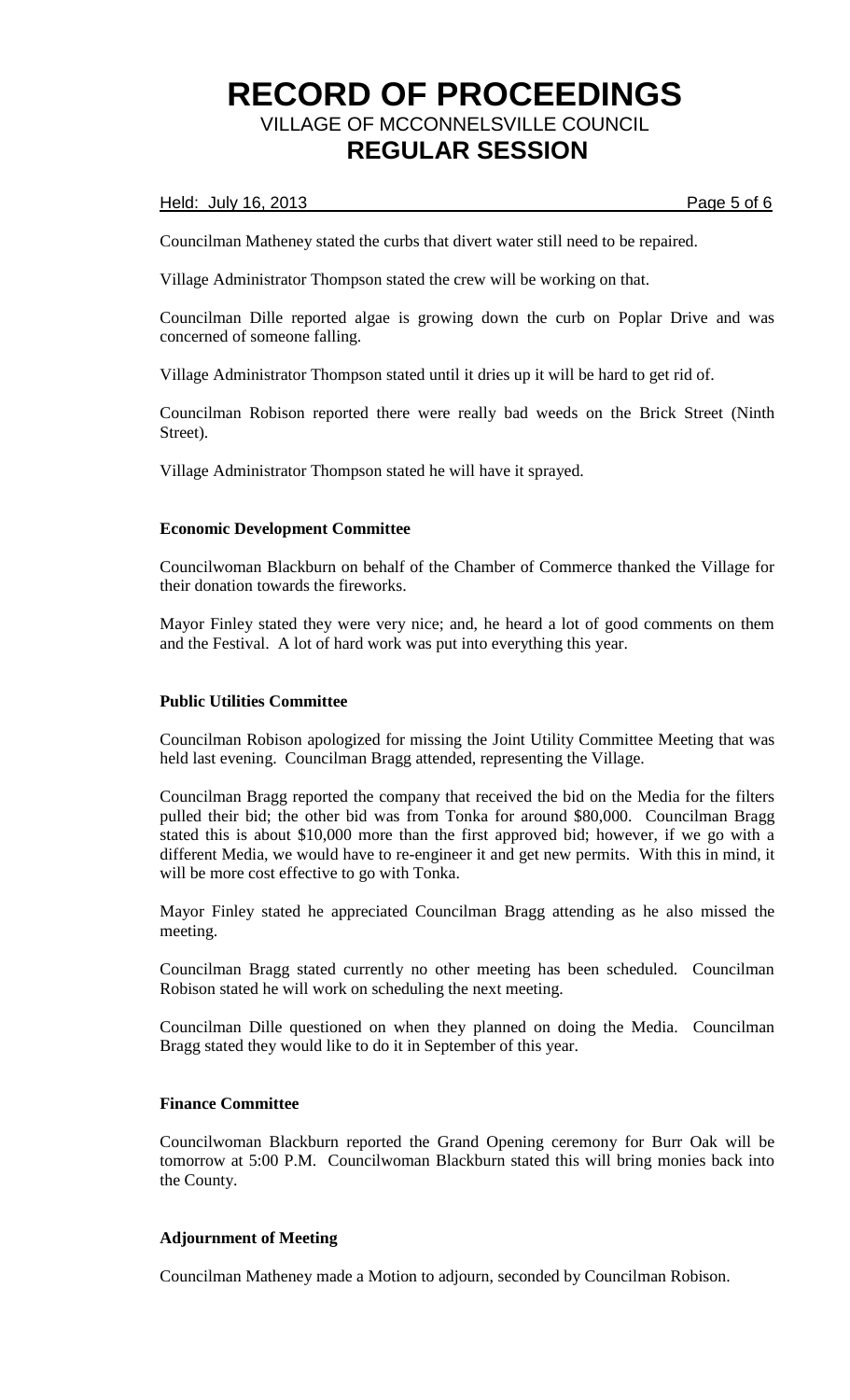Councilman Matheney stated the curbs that divert water still need to be repaired.

Village Administrator Thompson stated the crew will be working on that.

Councilman Dille reported algae is growing down the curb on Poplar Drive and was concerned of someone falling.

Village Administrator Thompson stated until it dries up it will be hard to get rid of.

Councilman Robison reported there were really bad weeds on the Brick Street (Ninth Street).

Village Administrator Thompson stated he will have it sprayed.

**Economic Development Committee**

Councilwoman Blackburn on behalf of the Chamber of Commerce thanked the Village for their donation towards the fireworks.

Mayor Finley stated they were very nice; and, he heard a lot of good comments on them and the Festival. A lot of hard work was put into everything this year.

**Public Utilities Committee**

Councilman Robison apologized for missing the Joint Utility Committee Meeting that was held last evening. Councilman Bragg attended, representing the Village.

Councilman Bragg reported the company that received the bid on the Media for the filters pulled their bid; the other bid was from Tonka for around $80,000. Councilman Bragg stated this is about $10,000 more than the first approved bid; however, if we go with a different Media, we would have to re-engineer it and get new permits. With this in mind, it will be more cost effective to go with Tonka.

Mayor Finley stated he appreciated Councilman Bragg attending as he also missed the meeting.

Councilman Bragg stated currently no other meeting has been scheduled. Councilman Robison stated he will work on scheduling the next meeting.

Councilman Dille questioned on when they planned on doing the Media. Councilman Bragg stated they would like to do it in September of this year.

**Finance Committee**

Councilwoman Blackburn reported the Grand Opening ceremony for Burr Oak will be tomorrow at 5:00 P.M. Councilwoman Blackburn stated this will bring monies back into the County.

**Adjournment of Meeting**

Councilman Matheney made a Motion to adjourn, seconded by Councilman Robison.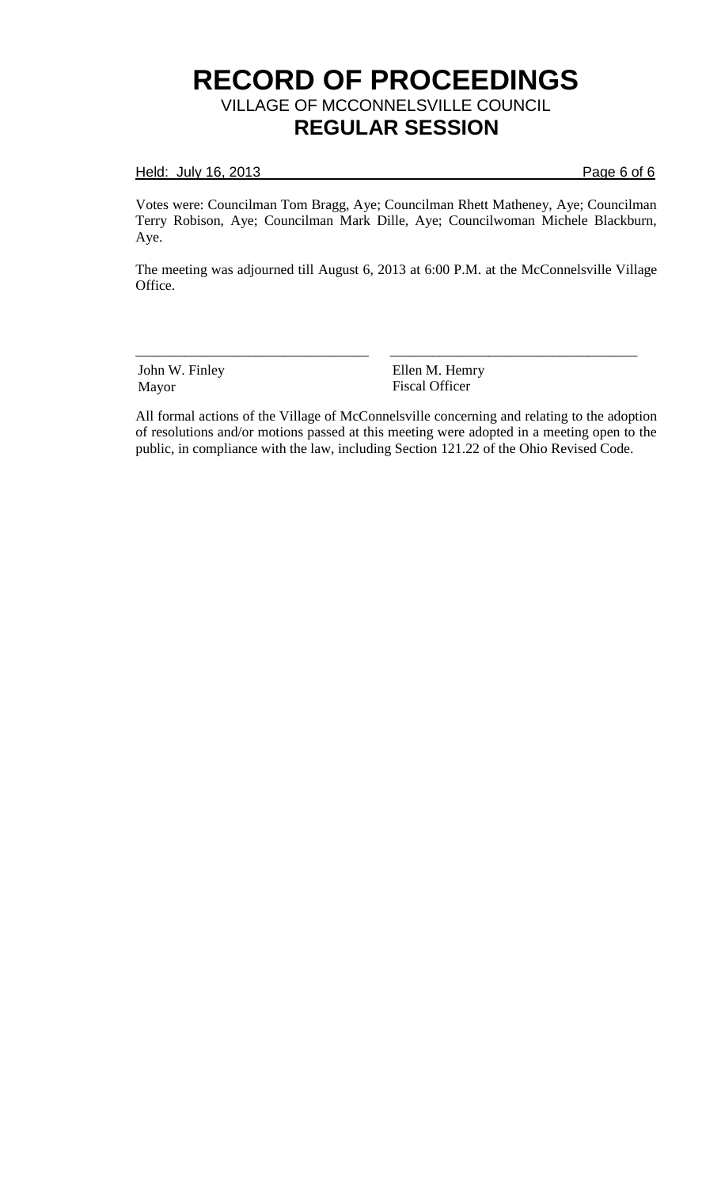Votes were: Councilman Tom Bragg, Aye; Councilman Rhett Matheney, Aye; Councilman Terry Robison, Aye; Councilman Mark Dille, Aye; Councilwoman Michele Blackburn, Aye.

The meeting was adjourned till August 6, 2013 at 6:00 P.M. at the McConnelsville Village Office.

| | |
|---|---|
| _______________________________ | _______________________________ |
| John W. Finley<br>Mayor | Ellen M. Hemry<br>Fiscal Officer |

All formal actions of the Village of McConnelsville concerning and relating to the adoption of resolutions and/or motions passed at this meeting were adopted in a meeting open to the public, in compliance with the law, including Section 121.22 of the Ohio Revised Code.